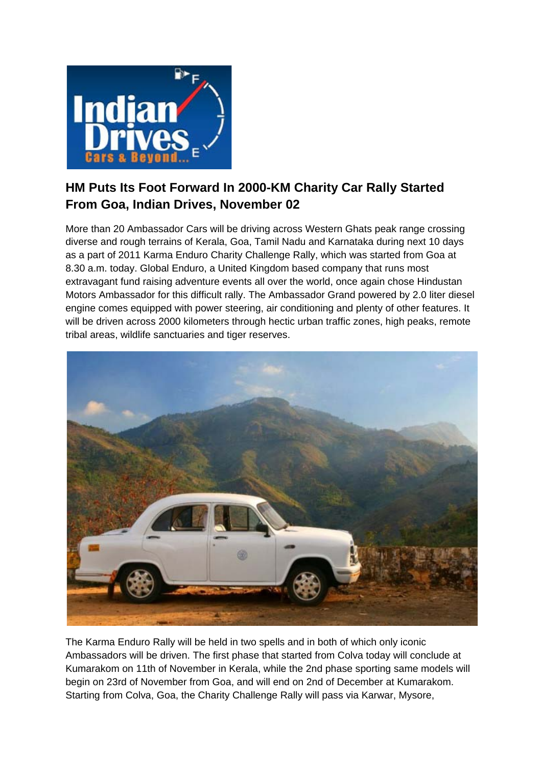## HM Puts Its Foot Forward In 2000-KM Charity Car Rally Started From Goa, Indian Drives, November 02

More than 20 Ambassador Cars will be driving across Western Ghats peak range crossing diverse and rough terrains of Kerala, Goa, Tamil Nadu and Karnataka during next 10 days as a part of 2011 Karma Enduro Charity Challenge Rally, which was started from Goa at 8.30 a.m. today. Global Enduro, a United Kingdom based company that runs most extravagant fund raising adventure events all over the world, once again chose Hindustan Motors Ambassador for this difficult rally. The Ambassador Grand powered by 2.0 liter diesel engine comes equipped with power steering, air conditioning and plenty of other features. It will be driven across 2000 kilometers through hectic urban traffic zones, high peaks, remote tribal areas, wildlife sanctuaries and tiger reserves.

The Karma Enduro Rally will be held in two spells and in both of which only iconic Ambassadors will be driven. The first phase that started from Colva today will conclude at Kumarakom on 11th of November in Kerala, while the 2nd phase sporting same models will begin on 23rd of November from Goa, and will end on 2nd of December at Kumarakom. Starting from Colva, Goa, the Charity Challenge Rally will pass via Karwar, Mysore,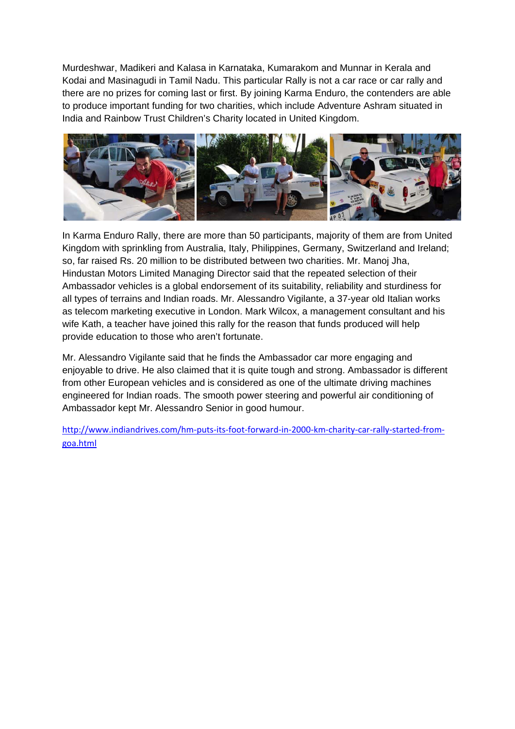Murdeshwar, Madikeri and Kalasa in Karnataka, Kumarakom and Munnar in Kerala and Kodai and Masinagudi in Tamil Nadu. This particular Rally is not a car race or car rally and there are no prizes for coming last or first. By joining Karma Enduro, the contenders are able to produce important funding for two charities, which include Adventure Ashram situated in India and Rainbow Trust Children's Charity located in United Kingdom.

In Karma Enduro Rally, there are more than 50 participants, majority of them are from United Kingdom with sprinkling from Australia, Italy, Philippines, Germany, Switzerland and Ireland; so, far raised Rs. 20 million to be distributed between two charities. Mr. Manoj Jha, Hindustan Motors Limited Managing Director said that the repeated selection of their Ambassador vehicles is a global endorsement of its suitability, reliability and sturdiness for all types of terrains and Indian roads. Mr. Alessandro Vigilante, a 37-year old Italian works as telecom marketing executive in London. Mark Wilcox, a management consultant and his wife Kath, a teacher have joined this rally for the reason that funds produced will help provide education to those who aren't fortunate.

Mr. Alessandro Vigilante said that he finds the Ambassador car more engaging and enjoyable to drive. He also claimed that it is quite tough and strong. Ambassador is different from other European vehicles and is considered as one of the ultimate driving machines engineered for Indian roads. The smooth power steering and powerful air conditioning of Ambassador kept Mr. Alessandro Senior in good humour.

http://www.indiandrives.com/hm-puts-its-foot-forward-in-2000-km-charity-car-rally-started-from-goa.html